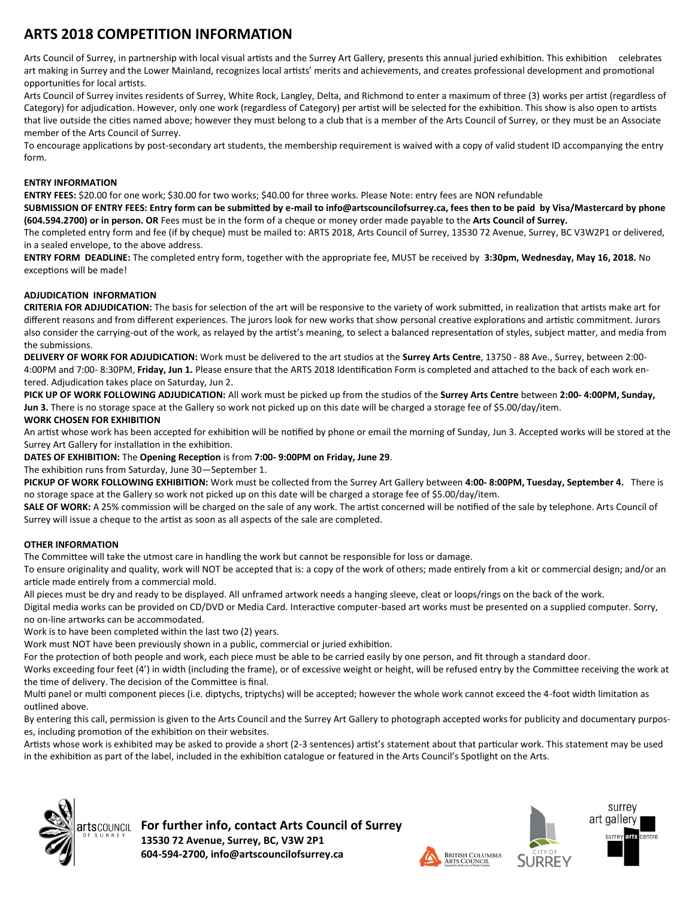# ARTS 2018 COMPETITION INFORMATION

Arts Council of Surrey, in partnership with local visual artists and the Surrey Art Gallery, presents this annual juried exhibition. This exhibition celebrates art making in Surrey and the Lower Mainland, recognizes local artists' merits and achievements, and creates professional development and promotional opportunities for local artists.

Arts Council of Surrey invites residents of Surrey, White Rock, Langley, Delta, and Richmond to enter a maximum of three (3) works per artist (regardless of Category) for adjudication. However, only one work (regardless of Category) per artist will be selected for the exhibition. This show is also open to artists that live outside the cities named above; however they must belong to a club that is a member of the Arts Council of Surrey, or they must be an Associate member of the Arts Council of Surrey.

To encourage applications by post-secondary art students, the membership requirement is waived with a copy of valid student ID accompanying the entry form.

## ENTRY INFORMATION

**ENTRY FEES:** $20.00 for one work; $30.00 for two works; $40.00 for three works. Please Note: entry fees are NON refundable

**SUBMISSION OF ENTRY FEES: Entry form can be submitted by e-mail to info@artscouncilofsurrey.ca, fees then to be paid by Visa/Mastercard by phone (604.594.2700) or in person. OR** Fees must be in the form of a cheque or money order made payable to the **Arts Council of Surrey.**

The completed entry form and fee (if by cheque) must be mailed to: ARTS 2018, Arts Council of Surrey, 13530 72 Avenue, Surrey, BC V3W2P1 or delivered, in a sealed envelope, to the above address.

**ENTRY FORM DEADLINE:** The completed entry form, together with the appropriate fee, MUST be received by **3:30pm, Wednesday, May 16, 2018.** No exceptions will be made!

## ADJUDICATION INFORMATION

**CRITERIA FOR ADJUDICATION:** The basis for selection of the art will be responsive to the variety of work submitted, in realization that artists make art for different reasons and from different experiences. The jurors look for new works that show personal creative explorations and artistic commitment. Jurors also consider the carrying-out of the work, as relayed by the artist's meaning, to select a balanced representation of styles, subject matter, and media from the submissions.

**DELIVERY OF WORK FOR ADJUDICATION:** Work must be delivered to the art studios at the **Surrey Arts Centre**, 13750 - 88 Ave., Surrey, between 2:00-4:00PM and 7:00- 8:30PM, **Friday, Jun 1.** Please ensure that the ARTS 2018 Identification Form is completed and attached to the back of each work entered. Adjudication takes place on Saturday, Jun 2.

**PICK UP OF WORK FOLLOWING ADJUDICATION:** All work must be picked up from the studios of the **Surrey Arts Centre** between **2:00- 4:00PM, Sunday, Jun 3.** There is no storage space at the Gallery so work not picked up on this date will be charged a storage fee of $5.00/day/item.

**WORK CHOSEN FOR EXHIBITION**

An artist whose work has been accepted for exhibition will be notified by phone or email the morning of Sunday, Jun 3. Accepted works will be stored at the Surrey Art Gallery for installation in the exhibition.

**DATES OF EXHIBITION:** The **Opening Reception** is from **7:00- 9:00PM on Friday, June 29**.

The exhibition runs from Saturday, June 30—September 1.

**PICKUP OF WORK FOLLOWING EXHIBITION:** Work must be collected from the Surrey Art Gallery between **4:00- 8:00PM, Tuesday, September 4.** There is no storage space at the Gallery so work not picked up on this date will be charged a storage fee of $5.00/day/item.

**SALE OF WORK:** A 25% commission will be charged on the sale of any work. The artist concerned will be notified of the sale by telephone. Arts Council of Surrey will issue a cheque to the artist as soon as all aspects of the sale are completed.

## OTHER INFORMATION

The Committee will take the utmost care in handling the work but cannot be responsible for loss or damage.

To ensure originality and quality, work will NOT be accepted that is: a copy of the work of others; made entirely from a kit or commercial design; and/or an article made entirely from a commercial mold.

All pieces must be dry and ready to be displayed. All unframed artwork needs a hanging sleeve, cleat or loops/rings on the back of the work.

Digital media works can be provided on CD/DVD or Media Card. Interactive computer-based art works must be presented on a supplied computer. Sorry, no on-line artworks can be accommodated.

Work is to have been completed within the last two (2) years.

Work must NOT have been previously shown in a public, commercial or juried exhibition.

For the protection of both people and work, each piece must be able to be carried easily by one person, and fit through a standard door.

Works exceeding four feet (4') in width (including the frame), or of excessive weight or height, will be refused entry by the Committee receiving the work at the time of delivery. The decision of the Committee is final.

Multi panel or multi component pieces (i.e. diptychs, triptychs) will be accepted; however the whole work cannot exceed the 4-foot width limitation as outlined above.

By entering this call, permission is given to the Arts Council and the Surrey Art Gallery to photograph accepted works for publicity and documentary purposes, including promotion of the exhibition on their websites.

Artists whose work is exhibited may be asked to provide a short (2-3 sentences) artist's statement about that particular work. This statement may be used in the exhibition as part of the label, included in the exhibition catalogue or featured in the Arts Council's Spotlight on the Arts.

**For further info, contact Arts Council of Surrey**
**13530 72 Avenue, Surrey, BC, V3W 2P1**
**604-594-2700, info@artscouncilofsurrey.ca**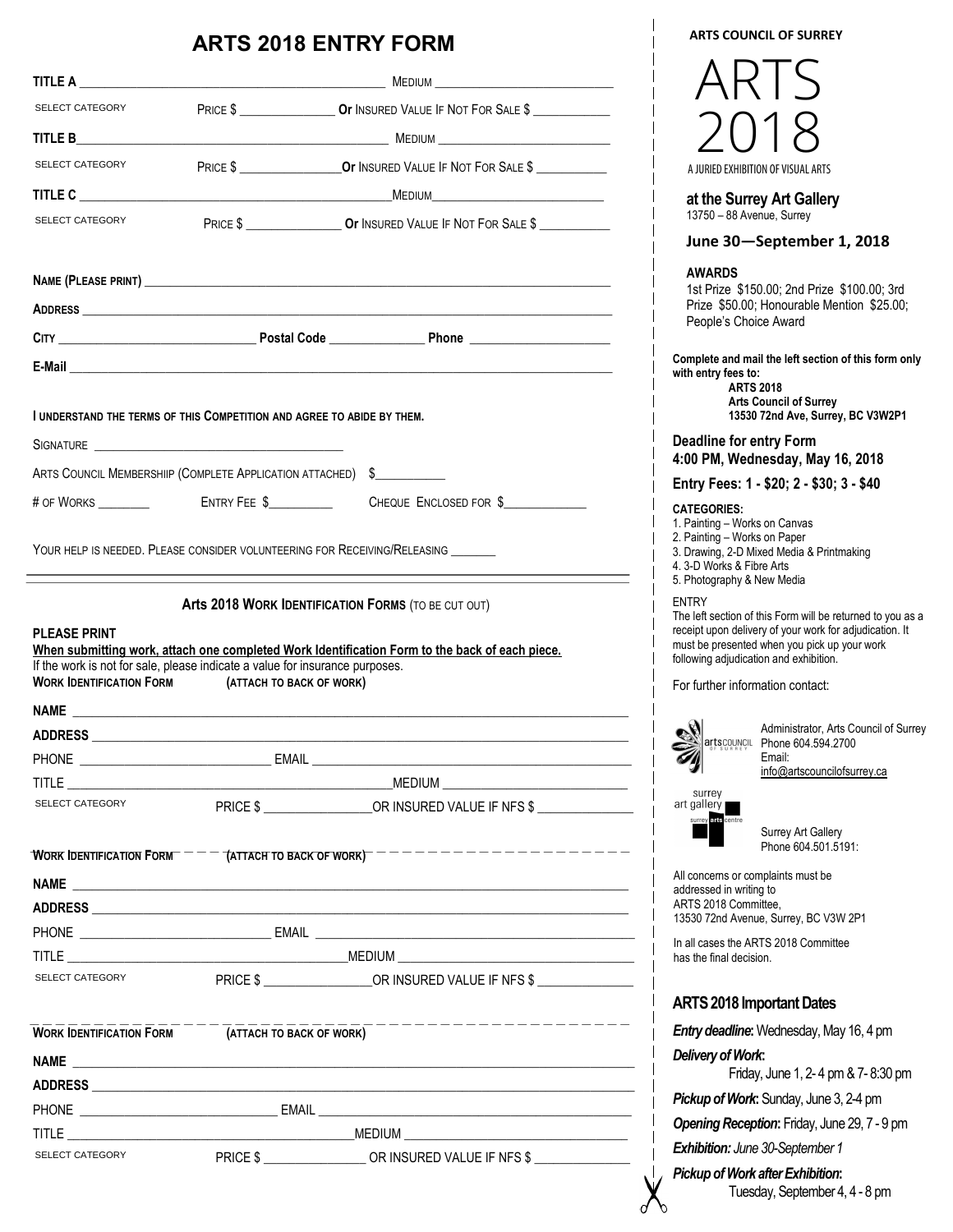# ARTS 2018 ENTRY FORM

**TITLE A** ____________________________________________ MEDIUM __________________________

SELECT CATEGORY PRICE $ ______________ **Or** INSURED VALUE IF NOT FOR SALE $ ___________

**TITLE B** ____________________________________________ MEDIUM __________________________

SELECT CATEGORY PRICE $ ______________ **Or** INSURED VALUE IF NOT FOR SALE $ ___________

**TITLE C** ____________________________________________ MEDIUM __________________________

SELECT CATEGORY PRICE $ ______________ **Or** INSURED VALUE IF NOT FOR SALE $ ___________

**NAME (PLEASE PRINT)** ______________________________________________________________

**ADDRESS** ______________________________________________________________________

**CITY** ____________________________ **Postal Code** ______________ **Phone** ____________________

**E-Mail** _______________________________________________________________________

**I UNDERSTAND THE TERMS OF THIS COMPETITION AND AGREE TO ABIDE BY THEM.**

SIGNATURE ______________________________________

ARTS COUNCIL MEMBERSHIIP (COMPLETE APPLICATION ATTACHED) $__________

# OF WORKS ________ ENTRY FEE $_________ CHEQUE ENCLOSED FOR $____________

YOUR HELP IS NEEDED. PLEASE CONSIDER VOLUNTEERING FOR RECEIVING/RELEASING _______

---

## Arts 2018 WORK IDENTIFICATION FORMS (TO BE CUT OUT)

**PLEASE PRINT**

**When submitting work, attach one completed Work Identification Form to the back of each piece.**

If the work is not for sale, please indicate a value for insurance purposes.

**WORK IDENTIFICATION FORM (ATTACH TO BACK OF WORK)**

**NAME** ______________________________________________________________________

**ADDRESS** ____________________________________________________________________

PHONE ___________________________ EMAIL _____________________________________________

TITLE ____________________________________________ MEDIUM ___________________________

SELECT CATEGORY PRICE $ ________________ OR INSURED VALUE IF NFS $ ______________

**WORK IDENTIFICATION FORM (ATTACH TO BACK OF WORK)**

**NAME** ______________________________________________________________________

**ADDRESS** ____________________________________________________________________

PHONE ___________________________ EMAIL _____________________________________________

TITLE ____________________________________________ MEDIUM ___________________________

SELECT CATEGORY PRICE $ ________________ OR INSURED VALUE IF NFS $ ______________

**WORK IDENTIFICATION FORM (ATTACH TO BACK OF WORK)**

**NAME** ______________________________________________________________________

**ADDRESS** ____________________________________________________________________

PHONE ___________________________ EMAIL _____________________________________________

TITLE ____________________________________________ MEDIUM ___________________________

SELECT CATEGORY PRICE $ ________________ OR INSURED VALUE IF NFS $ ______________

---

**ARTS COUNCIL OF SURREY**

# ARTS 2018

A JURIED EXHIBITION OF VISUAL ARTS

**at the Surrey Art Gallery**
13750 – 88 Avenue, Surrey

**June 30—September 1, 2018**

**AWARDS**
1st Prize $150.00; 2nd Prize $100.00; 3rd Prize $50.00; Honourable Mention $25.00; People's Choice Award

**Complete and mail the left section of this form only with entry fees to:**
**ARTS 2018**
**Arts Council of Surrey**
**13530 72nd Ave, Surrey, BC V3W2P1**

**Deadline for entry Form**
**4:00 PM, Wednesday, May 16, 2018**

**Entry Fees: 1 - $20; 2 - $30; 3 - $40**

**CATEGORIES:**
1. Painting – Works on Canvas
2. Painting – Works on Paper
3. Drawing, 2-D Mixed Media & Printmaking
4. 3-D Works & Fibre Arts
5. Photography & New Media

ENTRY
The left section of this Form will be returned to you as a receipt upon delivery of your work for adjudication. It must be presented when you pick up your work following adjudication and exhibition.

For further information contact:

Administrator, Arts Council of Surrey
Phone 604.594.2700
Email:
info@artscouncilofsurrey.ca

Surrey Art Gallery
Phone 604.501.5191:

All concerns or complaints must be addressed in writing to
ARTS 2018 Committee,
13530 72nd Avenue, Surrey, BC V3W 2P1

In all cases the ARTS 2018 Committee has the final decision.

## ARTS 2018 Important Dates

***Entry deadline*:** Wednesday, May 16, 4 pm

***Delivery of Work*:** Friday, June 1, 2- 4 pm & 7- 8:30 pm

***Pickup of Work*:** Sunday, June 3, 2-4 pm

***Opening Reception*:** Friday, June 29, 7 - 9 pm

***Exhibition:*** *June 30-September 1*

***Pickup of Work after Exhibition*:** Tuesday, September 4, 4 - 8 pm